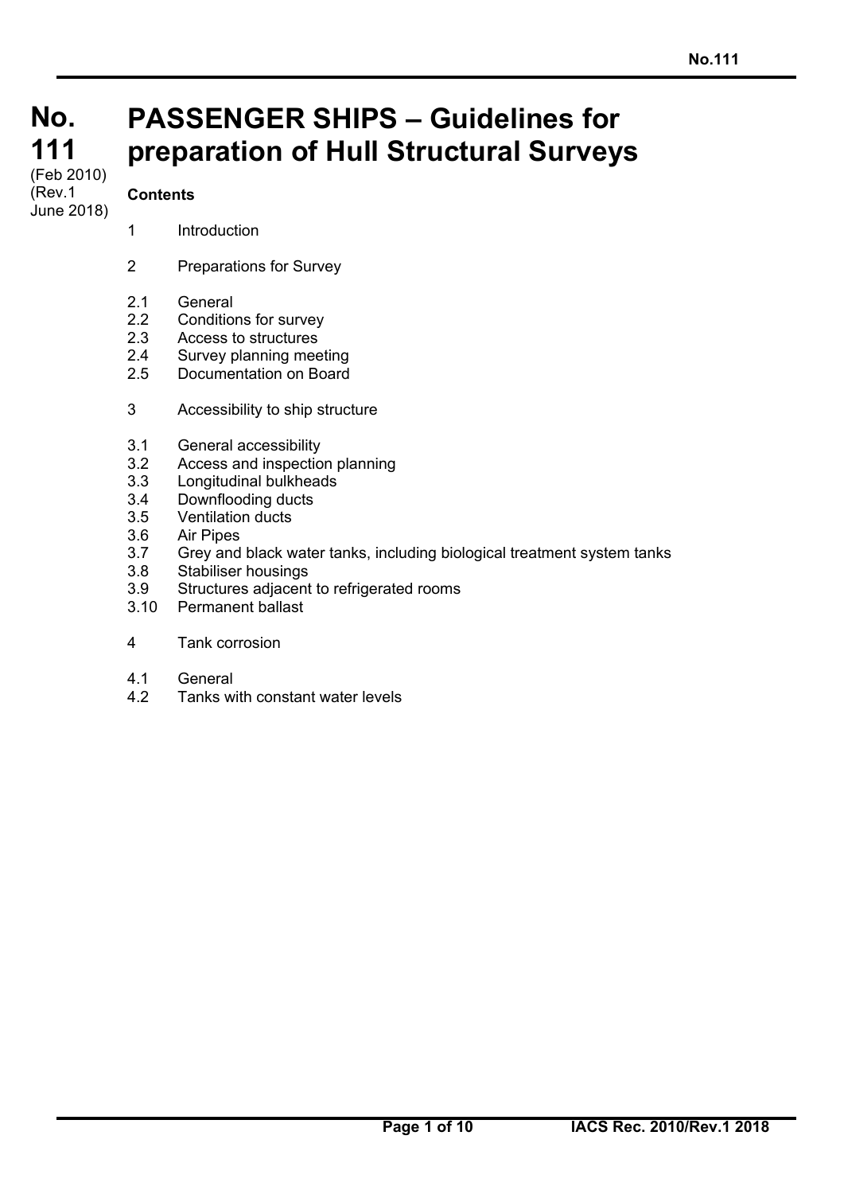# No. 111

(Feb 2010)
(Rev.1 June 2018)

# PASSENGER SHIPS – Guidelines for preparation of Hull Structural Surveys

**Contents**

1 Introduction

2 Preparations for Survey

2.1 General
2.2 Conditions for survey
2.3 Access to structures
2.4 Survey planning meeting
2.5 Documentation on Board

3 Accessibility to ship structure

3.1 General accessibility
3.2 Access and inspection planning
3.3 Longitudinal bulkheads
3.4 Downflooding ducts
3.5 Ventilation ducts
3.6 Air Pipes
3.7 Grey and black water tanks, including biological treatment system tanks
3.8 Stabiliser housings
3.9 Structures adjacent to refrigerated rooms
3.10 Permanent ballast

4 Tank corrosion

4.1 General
4.2 Tanks with constant water levels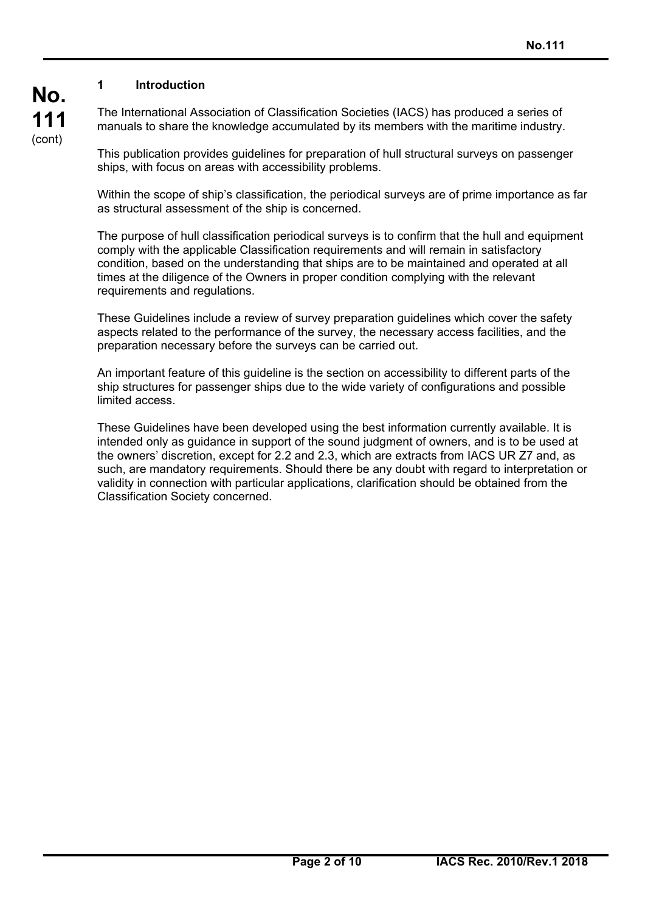## 1 Introduction

The International Association of Classification Societies (IACS) has produced a series of manuals to share the knowledge accumulated by its members with the maritime industry.

This publication provides guidelines for preparation of hull structural surveys on passenger ships, with focus on areas with accessibility problems.

Within the scope of ship's classification, the periodical surveys are of prime importance as far as structural assessment of the ship is concerned.

The purpose of hull classification periodical surveys is to confirm that the hull and equipment comply with the applicable Classification requirements and will remain in satisfactory condition, based on the understanding that ships are to be maintained and operated at all times at the diligence of the Owners in proper condition complying with the relevant requirements and regulations.

These Guidelines include a review of survey preparation guidelines which cover the safety aspects related to the performance of the survey, the necessary access facilities, and the preparation necessary before the surveys can be carried out.

An important feature of this guideline is the section on accessibility to different parts of the ship structures for passenger ships due to the wide variety of configurations and possible limited access.

These Guidelines have been developed using the best information currently available. It is intended only as guidance in support of the sound judgment of owners, and is to be used at the owners' discretion, except for 2.2 and 2.3, which are extracts from IACS UR Z7 and, as such, are mandatory requirements. Should there be any doubt with regard to interpretation or validity in connection with particular applications, clarification should be obtained from the Classification Society concerned.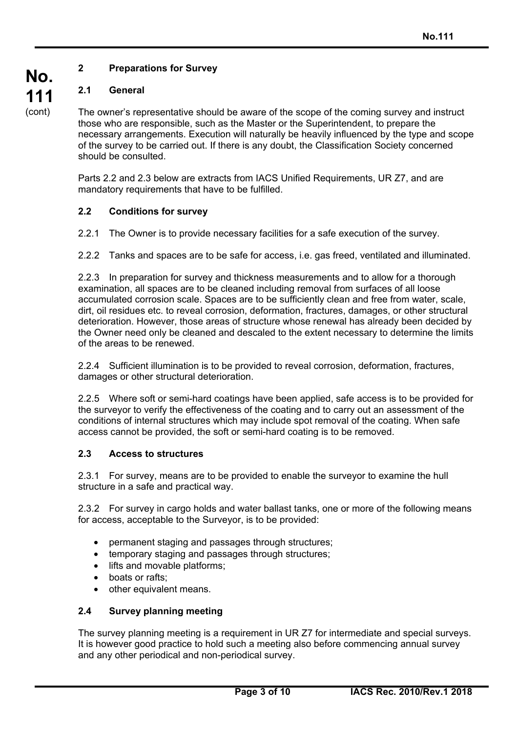## 2 Preparations for Survey

### 2.1 General

The owner's representative should be aware of the scope of the coming survey and instruct those who are responsible, such as the Master or the Superintendent, to prepare the necessary arrangements. Execution will naturally be heavily influenced by the type and scope of the survey to be carried out. If there is any doubt, the Classification Society concerned should be consulted.

Parts 2.2 and 2.3 below are extracts from IACS Unified Requirements, UR Z7, and are mandatory requirements that have to be fulfilled.

### 2.2 Conditions for survey

2.2.1 The Owner is to provide necessary facilities for a safe execution of the survey.

2.2.2 Tanks and spaces are to be safe for access, i.e. gas freed, ventilated and illuminated.

2.2.3 In preparation for survey and thickness measurements and to allow for a thorough examination, all spaces are to be cleaned including removal from surfaces of all loose accumulated corrosion scale. Spaces are to be sufficiently clean and free from water, scale, dirt, oil residues etc. to reveal corrosion, deformation, fractures, damages, or other structural deterioration. However, those areas of structure whose renewal has already been decided by the Owner need only be cleaned and descaled to the extent necessary to determine the limits of the areas to be renewed.

2.2.4 Sufficient illumination is to be provided to reveal corrosion, deformation, fractures, damages or other structural deterioration.

2.2.5 Where soft or semi-hard coatings have been applied, safe access is to be provided for the surveyor to verify the effectiveness of the coating and to carry out an assessment of the conditions of internal structures which may include spot removal of the coating. When safe access cannot be provided, the soft or semi-hard coating is to be removed.

### 2.3 Access to structures

2.3.1 For survey, means are to be provided to enable the surveyor to examine the hull structure in a safe and practical way.

2.3.2 For survey in cargo holds and water ballast tanks, one or more of the following means for access, acceptable to the Surveyor, is to be provided:

- permanent staging and passages through structures;
- temporary staging and passages through structures;
- lifts and movable platforms;
- boats or rafts;
- other equivalent means.

### 2.4 Survey planning meeting

The survey planning meeting is a requirement in UR Z7 for intermediate and special surveys. It is however good practice to hold such a meeting also before commencing annual survey and any other periodical and non-periodical survey.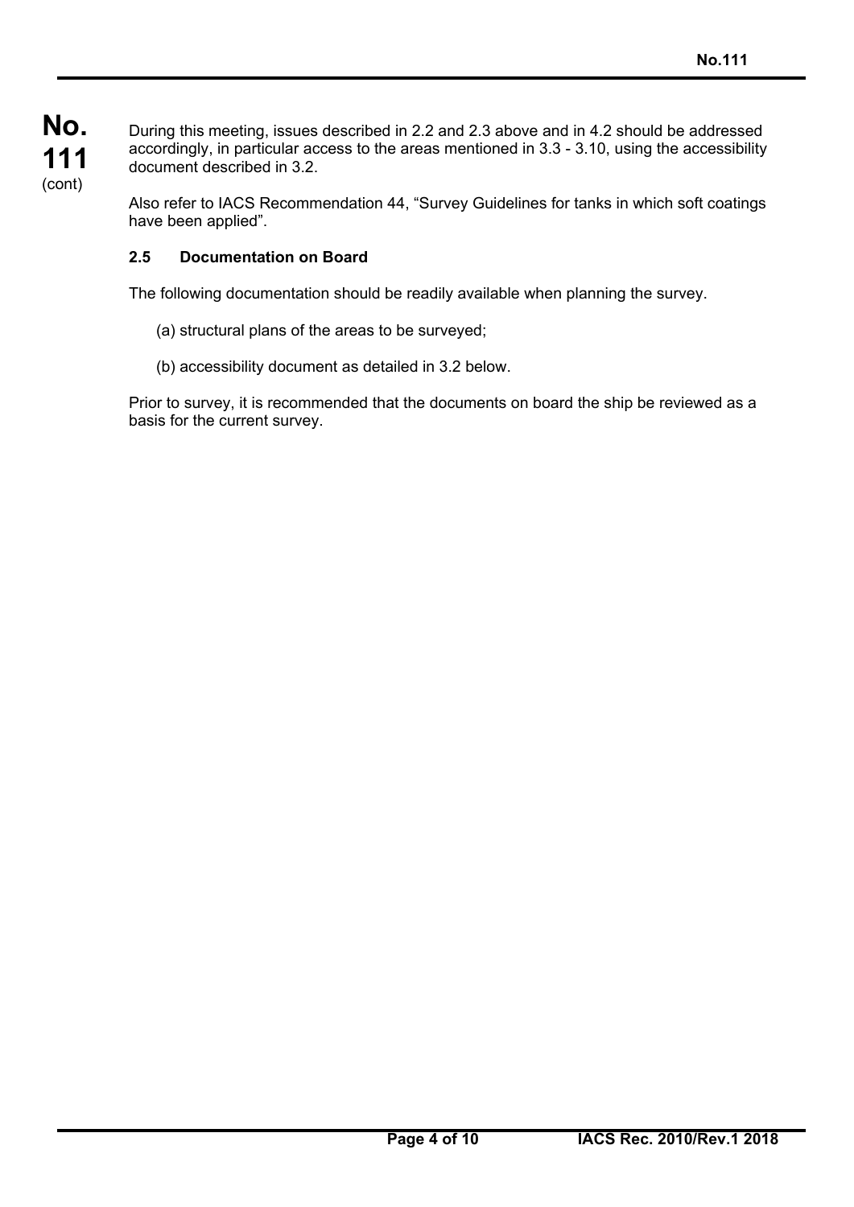During this meeting, issues described in 2.2 and 2.3 above and in 4.2 should be addressed accordingly, in particular access to the areas mentioned in 3.3 - 3.10, using the accessibility document described in 3.2.

Also refer to IACS Recommendation 44, “Survey Guidelines for tanks in which soft coatings have been applied”.

### 2.5 Documentation on Board

The following documentation should be readily available when planning the survey.

(a) structural plans of the areas to be surveyed;

(b) accessibility document as detailed in 3.2 below.

Prior to survey, it is recommended that the documents on board the ship be reviewed as a basis for the current survey.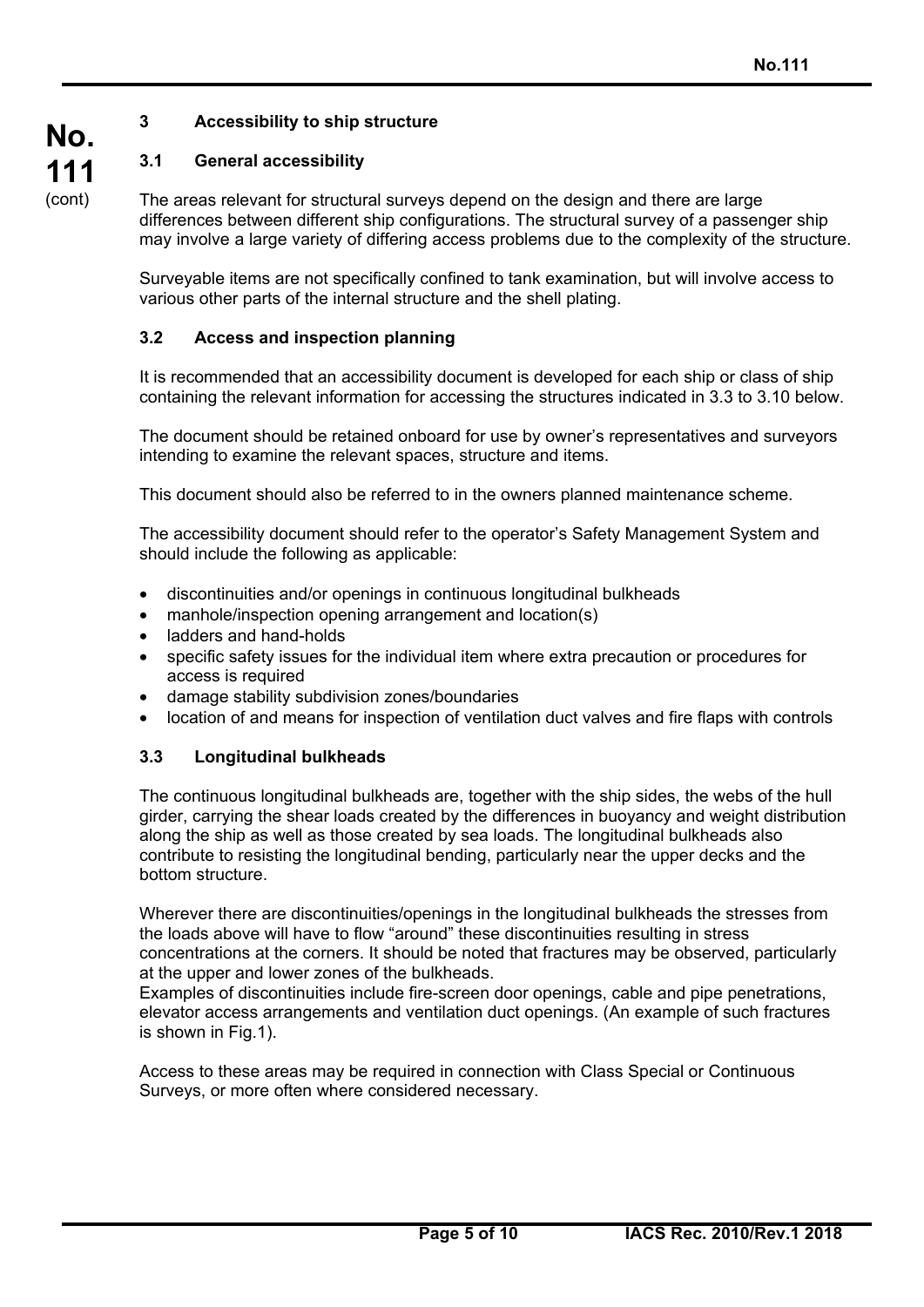## 3 Accessibility to ship structure

### 3.1 General accessibility

The areas relevant for structural surveys depend on the design and there are large differences between different ship configurations. The structural survey of a passenger ship may involve a large variety of differing access problems due to the complexity of the structure.

Surveyable items are not specifically confined to tank examination, but will involve access to various other parts of the internal structure and the shell plating.

### 3.2 Access and inspection planning

It is recommended that an accessibility document is developed for each ship or class of ship containing the relevant information for accessing the structures indicated in 3.3 to 3.10 below.

The document should be retained onboard for use by owner's representatives and surveyors intending to examine the relevant spaces, structure and items.

This document should also be referred to in the owners planned maintenance scheme.

The accessibility document should refer to the operator's Safety Management System and should include the following as applicable:

- discontinuities and/or openings in continuous longitudinal bulkheads
- manhole/inspection opening arrangement and location(s)
- ladders and hand-holds
- specific safety issues for the individual item where extra precaution or procedures for access is required
- damage stability subdivision zones/boundaries
- location of and means for inspection of ventilation duct valves and fire flaps with controls

### 3.3 Longitudinal bulkheads

The continuous longitudinal bulkheads are, together with the ship sides, the webs of the hull girder, carrying the shear loads created by the differences in buoyancy and weight distribution along the ship as well as those created by sea loads. The longitudinal bulkheads also contribute to resisting the longitudinal bending, particularly near the upper decks and the bottom structure.

Wherever there are discontinuities/openings in the longitudinal bulkheads the stresses from the loads above will have to flow "around" these discontinuities resulting in stress concentrations at the corners. It should be noted that fractures may be observed, particularly at the upper and lower zones of the bulkheads.
Examples of discontinuities include fire-screen door openings, cable and pipe penetrations, elevator access arrangements and ventilation duct openings. (An example of such fractures is shown in Fig.1).

Access to these areas may be required in connection with Class Special or Continuous Surveys, or more often where considered necessary.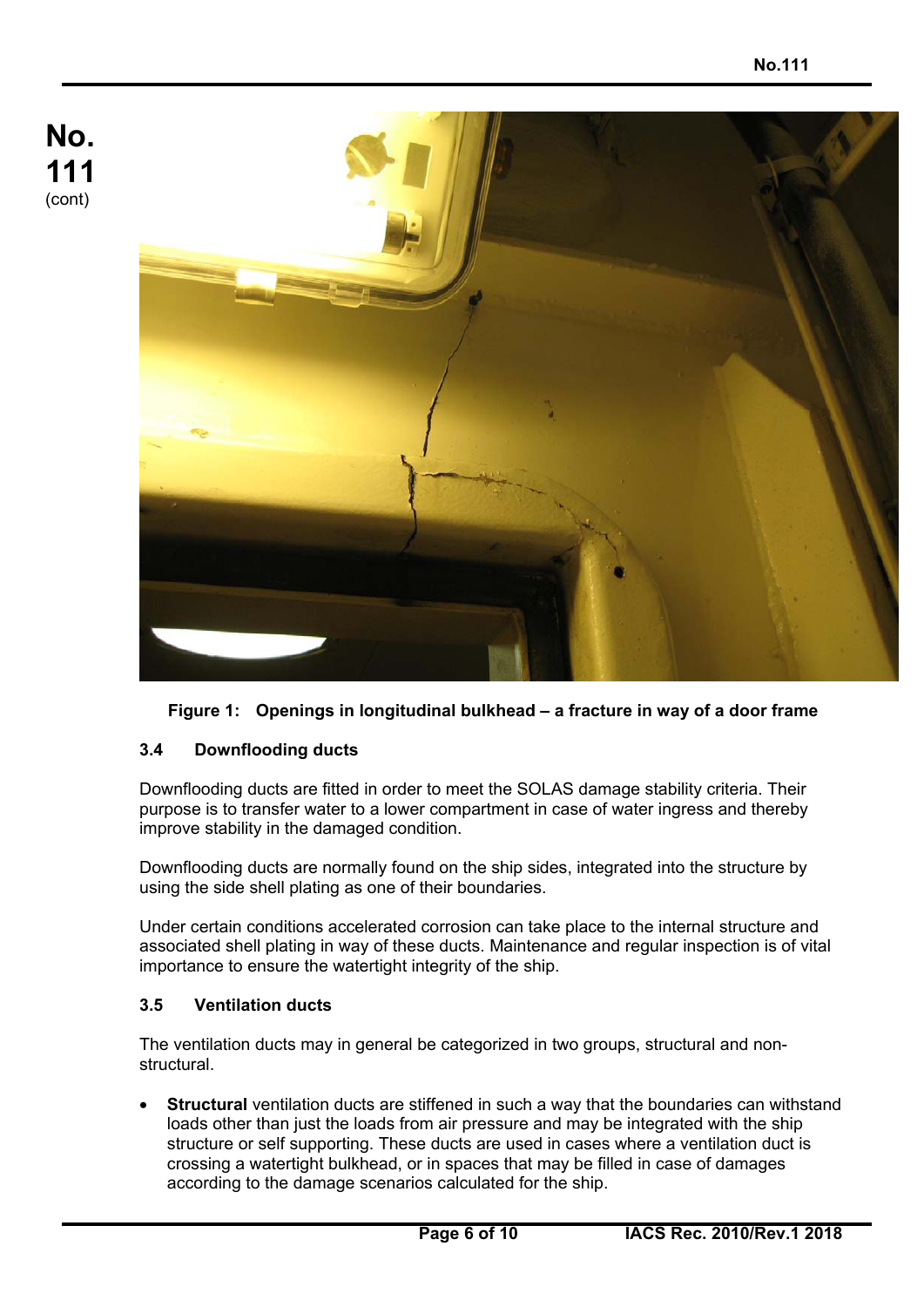Figure 1: Openings in longitudinal bulkhead – a fracture in way of a door frame

### 3.4 Downflooding ducts

Downflooding ducts are fitted in order to meet the SOLAS damage stability criteria. Their purpose is to transfer water to a lower compartment in case of water ingress and thereby improve stability in the damaged condition.

Downflooding ducts are normally found on the ship sides, integrated into the structure by using the side shell plating as one of their boundaries.

Under certain conditions accelerated corrosion can take place to the internal structure and associated shell plating in way of these ducts. Maintenance and regular inspection is of vital importance to ensure the watertight integrity of the ship.

### 3.5 Ventilation ducts

The ventilation ducts may in general be categorized in two groups, structural and non-structural.

- **Structural** ventilation ducts are stiffened in such a way that the boundaries can withstand loads other than just the loads from air pressure and may be integrated with the ship structure or self supporting. These ducts are used in cases where a ventilation duct is crossing a watertight bulkhead, or in spaces that may be filled in case of damages according to the damage scenarios calculated for the ship.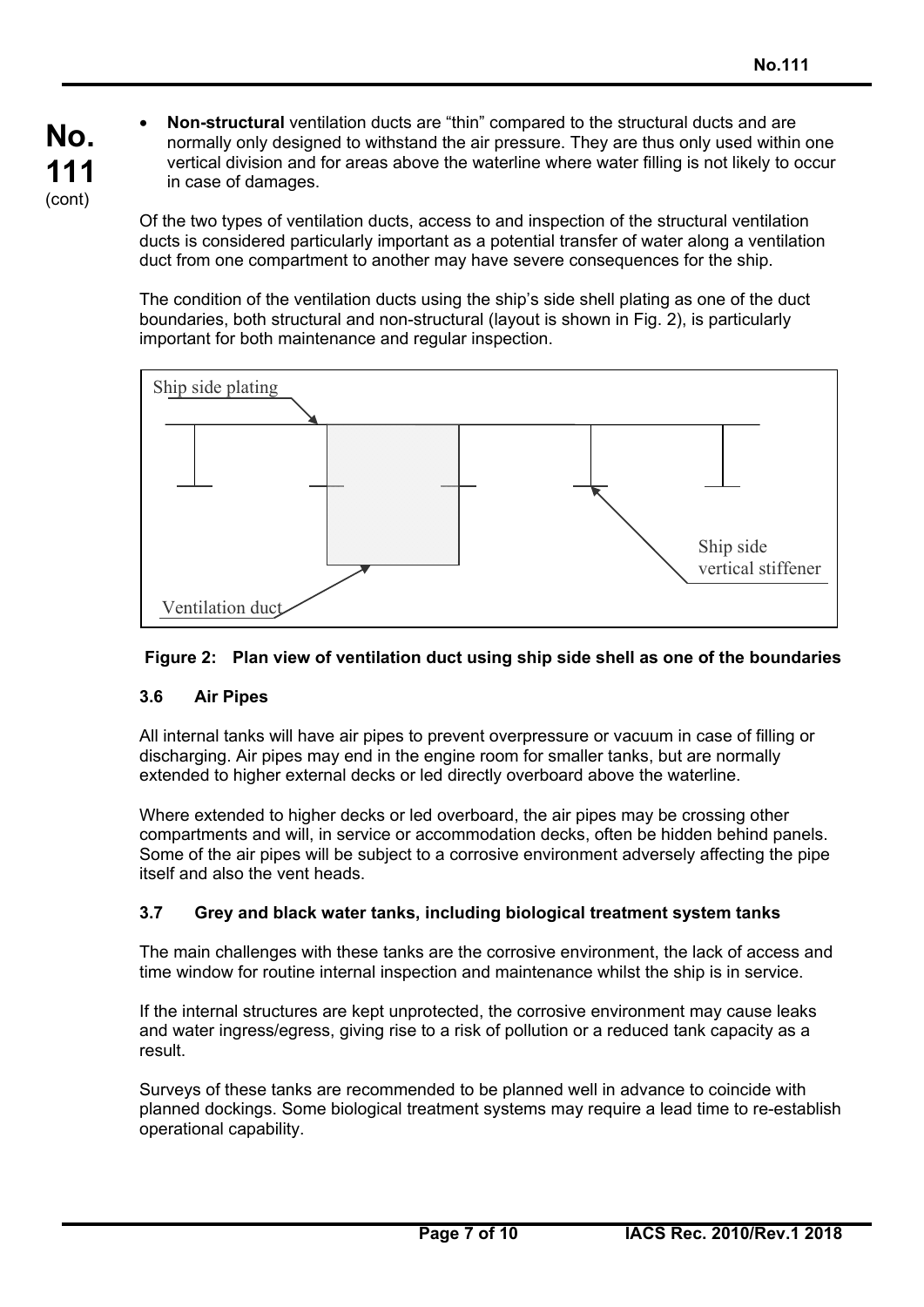- **Non-structural** ventilation ducts are "thin" compared to the structural ducts and are normally only designed to withstand the air pressure. They are thus only used within one vertical division and for areas above the waterline where water filling is not likely to occur in case of damages.

Of the two types of ventilation ducts, access to and inspection of the structural ventilation ducts is considered particularly important as a potential transfer of water along a ventilation duct from one compartment to another may have severe consequences for the ship.

The condition of the ventilation ducts using the ship's side shell plating as one of the duct boundaries, both structural and non-structural (layout is shown in Fig. 2), is particularly important for both maintenance and regular inspection.

**Figure 2: Plan view of ventilation duct using ship side shell as one of the boundaries**

### 3.6 Air Pipes

All internal tanks will have air pipes to prevent overpressure or vacuum in case of filling or discharging. Air pipes may end in the engine room for smaller tanks, but are normally extended to higher external decks or led directly overboard above the waterline.

Where extended to higher decks or led overboard, the air pipes may be crossing other compartments and will, in service or accommodation decks, often be hidden behind panels. Some of the air pipes will be subject to a corrosive environment adversely affecting the pipe itself and also the vent heads.

### 3.7 Grey and black water tanks, including biological treatment system tanks

The main challenges with these tanks are the corrosive environment, the lack of access and time window for routine internal inspection and maintenance whilst the ship is in service.

If the internal structures are kept unprotected, the corrosive environment may cause leaks and water ingress/egress, giving rise to a risk of pollution or a reduced tank capacity as a result.

Surveys of these tanks are recommended to be planned well in advance to coincide with planned dockings. Some biological treatment systems may require a lead time to re-establish operational capability.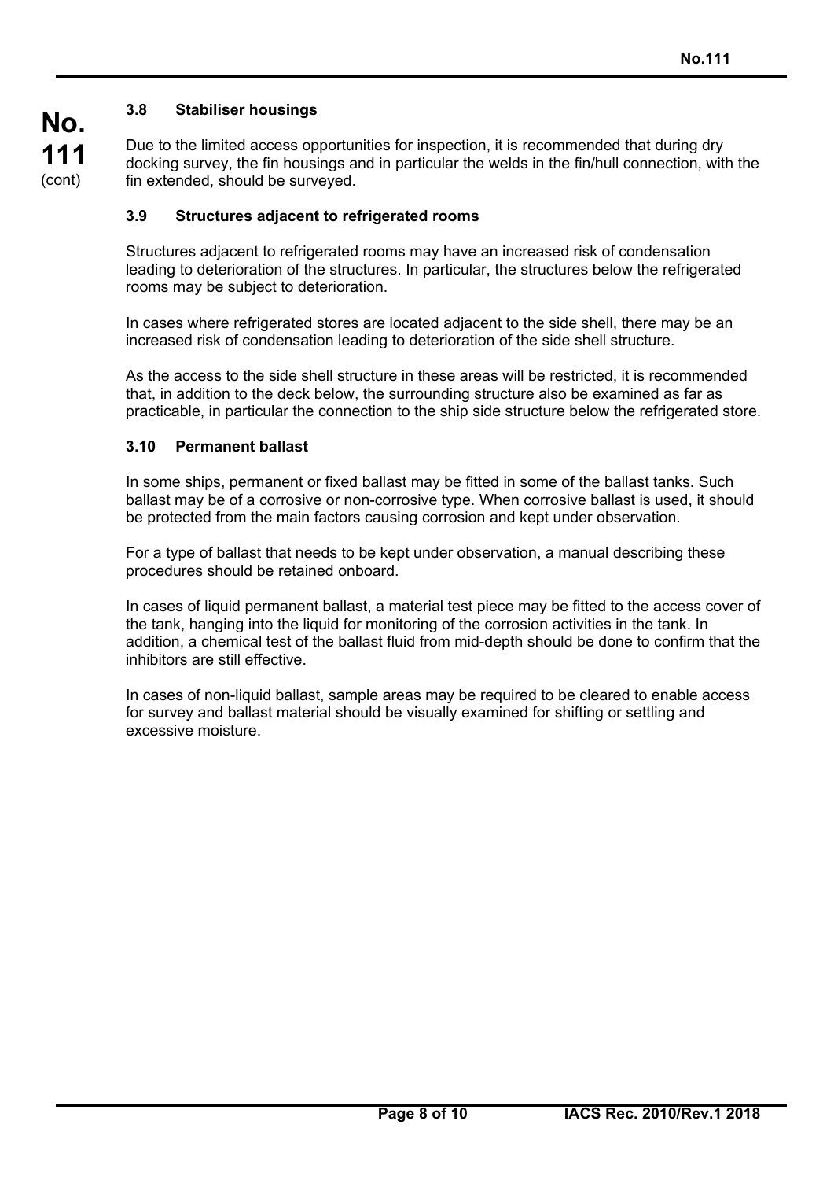### 3.8 Stabiliser housings

Due to the limited access opportunities for inspection, it is recommended that during dry docking survey, the fin housings and in particular the welds in the fin/hull connection, with the fin extended, should be surveyed.

### 3.9 Structures adjacent to refrigerated rooms

Structures adjacent to refrigerated rooms may have an increased risk of condensation leading to deterioration of the structures. In particular, the structures below the refrigerated rooms may be subject to deterioration.

In cases where refrigerated stores are located adjacent to the side shell, there may be an increased risk of condensation leading to deterioration of the side shell structure.

As the access to the side shell structure in these areas will be restricted, it is recommended that, in addition to the deck below, the surrounding structure also be examined as far as practicable, in particular the connection to the ship side structure below the refrigerated store.

### 3.10 Permanent ballast

In some ships, permanent or fixed ballast may be fitted in some of the ballast tanks. Such ballast may be of a corrosive or non-corrosive type. When corrosive ballast is used, it should be protected from the main factors causing corrosion and kept under observation.

For a type of ballast that needs to be kept under observation, a manual describing these procedures should be retained onboard.

In cases of liquid permanent ballast, a material test piece may be fitted to the access cover of the tank, hanging into the liquid for monitoring of the corrosion activities in the tank. In addition, a chemical test of the ballast fluid from mid-depth should be done to confirm that the inhibitors are still effective.

In cases of non-liquid ballast, sample areas may be required to be cleared to enable access for survey and ballast material should be visually examined for shifting or settling and excessive moisture.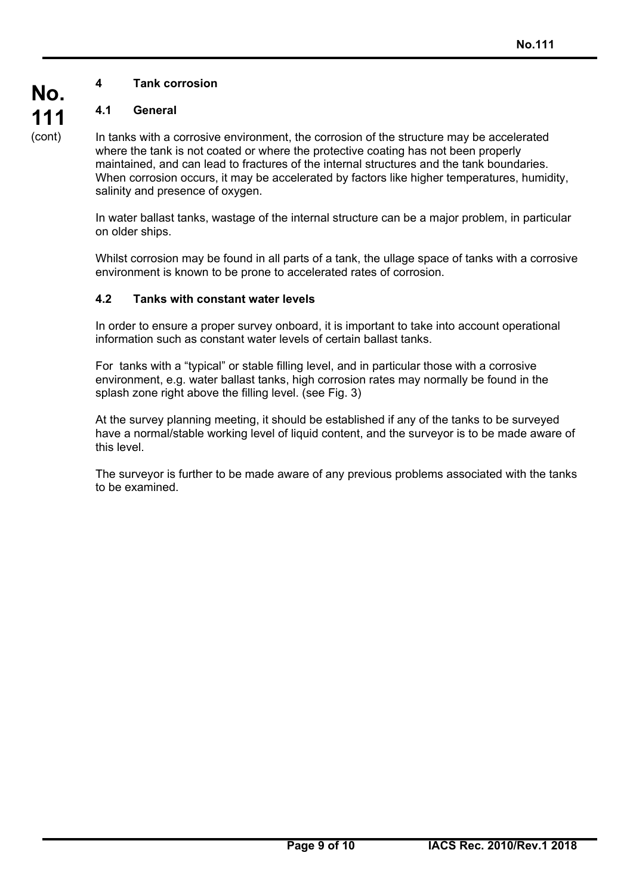## 4 Tank corrosion

### 4.1 General

In tanks with a corrosive environment, the corrosion of the structure may be accelerated where the tank is not coated or where the protective coating has not been properly maintained, and can lead to fractures of the internal structures and the tank boundaries. When corrosion occurs, it may be accelerated by factors like higher temperatures, humidity, salinity and presence of oxygen.

In water ballast tanks, wastage of the internal structure can be a major problem, in particular on older ships.

Whilst corrosion may be found in all parts of a tank, the ullage space of tanks with a corrosive environment is known to be prone to accelerated rates of corrosion.

### 4.2 Tanks with constant water levels

In order to ensure a proper survey onboard, it is important to take into account operational information such as constant water levels of certain ballast tanks.

For tanks with a "typical" or stable filling level, and in particular those with a corrosive environment, e.g. water ballast tanks, high corrosion rates may normally be found in the splash zone right above the filling level. (see Fig. 3)

At the survey planning meeting, it should be established if any of the tanks to be surveyed have a normal/stable working level of liquid content, and the surveyor is to be made aware of this level.

The surveyor is further to be made aware of any previous problems associated with the tanks to be examined.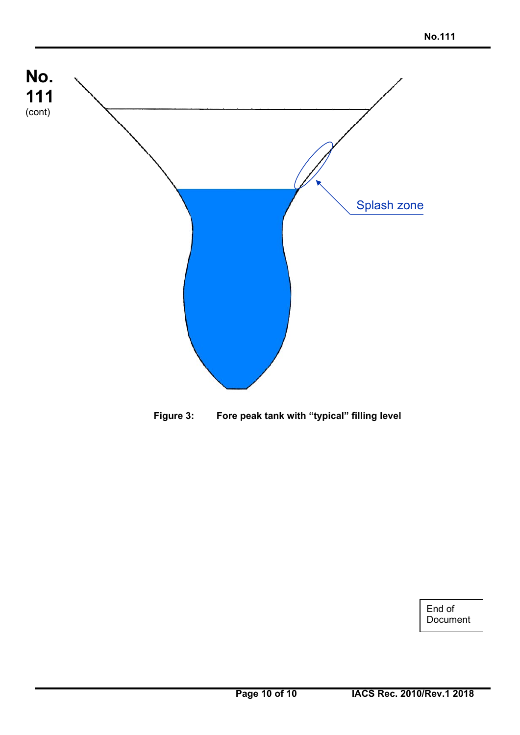Splash zone

Figure 3: Fore peak tank with "typical" filling level

End of Document